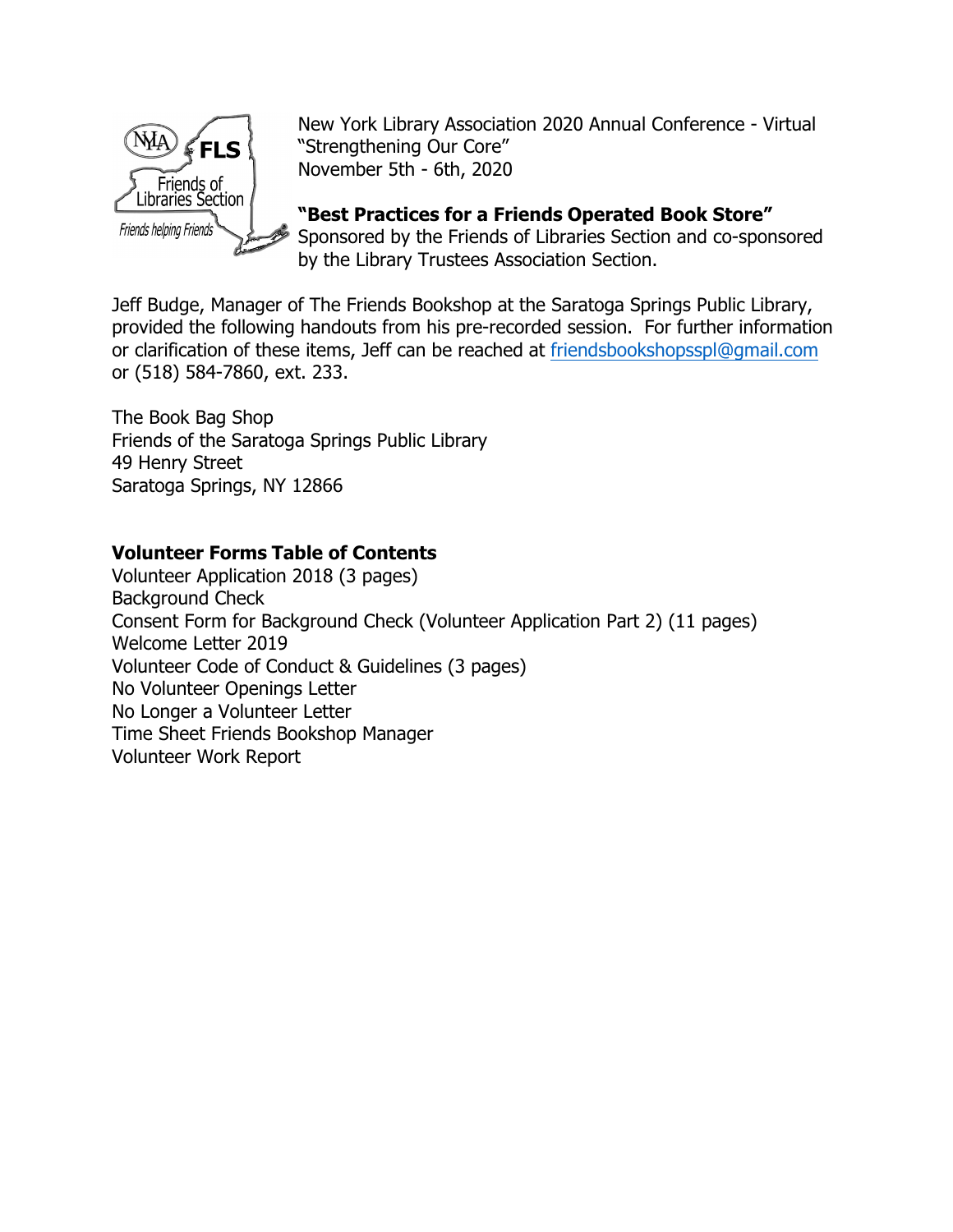New York Library Association 2020 Annual Conference - Virtual
"Strengthening Our Core"
November 5th - 6th, 2020

**"Best Practices for a Friends Operated Book Store"**
Sponsored by the Friends of Libraries Section and co-sponsored by the Library Trustees Association Section.

Jeff Budge, Manager of The Friends Bookshop at the Saratoga Springs Public Library, provided the following handouts from his pre-recorded session. For further information or clarification of these items, Jeff can be reached at friendsbookshopsspl@gmail.com or (518) 584-7860, ext. 233.

The Book Bag Shop
Friends of the Saratoga Springs Public Library
49 Henry Street
Saratoga Springs, NY 12866

**Volunteer Forms Table of Contents**

Volunteer Application 2018 (3 pages)
Background Check
Consent Form for Background Check (Volunteer Application Part 2) (11 pages)
Welcome Letter 2019
Volunteer Code of Conduct & Guidelines (3 pages)
No Volunteer Openings Letter
No Longer a Volunteer Letter
Time Sheet Friends Bookshop Manager
Volunteer Work Report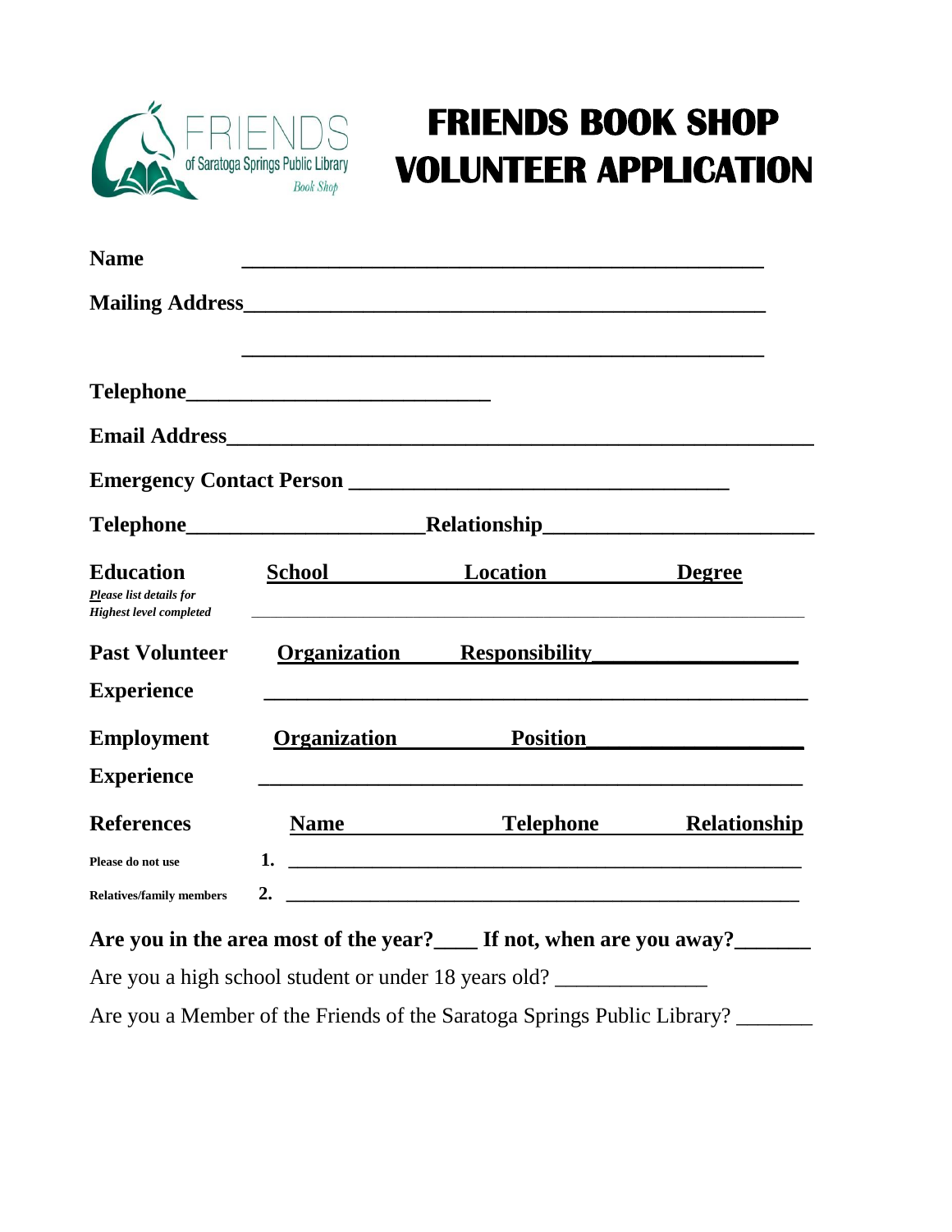FRIENDS of Saratoga Springs Public Library Book Shop

# FRIENDS BOOK SHOP VOLUNTEER APPLICATION

**Name** ________________________________________________

**Mailing Address**________________________________________________

________________________________________________

**Telephone**___________________________

**Email Address**____________________________________________________

**Emergency Contact Person** __________________________________

**Telephone**_____________________**Relationship**________________________

| **Education** *Please list details for Highest level completed* | **School** | **Location** | **Degree** |
|---|---|---|---|
| | | | |

| **Past Volunteer Experience** | **Organization** | **Responsibility** |
|---|---|---|
| | | |

| **Employment Experience** | **Organization** | **Position** |
|---|---|---|
| | | |

| **References** Please do not use Relatives/family members | **Name** | **Telephone** | **Relationship** |
|---|---|---|---|
| | **1.** | | |
| | **2.** | | |

**Are you in the area most of the year?____ If not, when are you away?_______**

Are you a high school student or under 18 years old? ______________

Are you a Member of the Friends of the Saratoga Springs Public Library? _______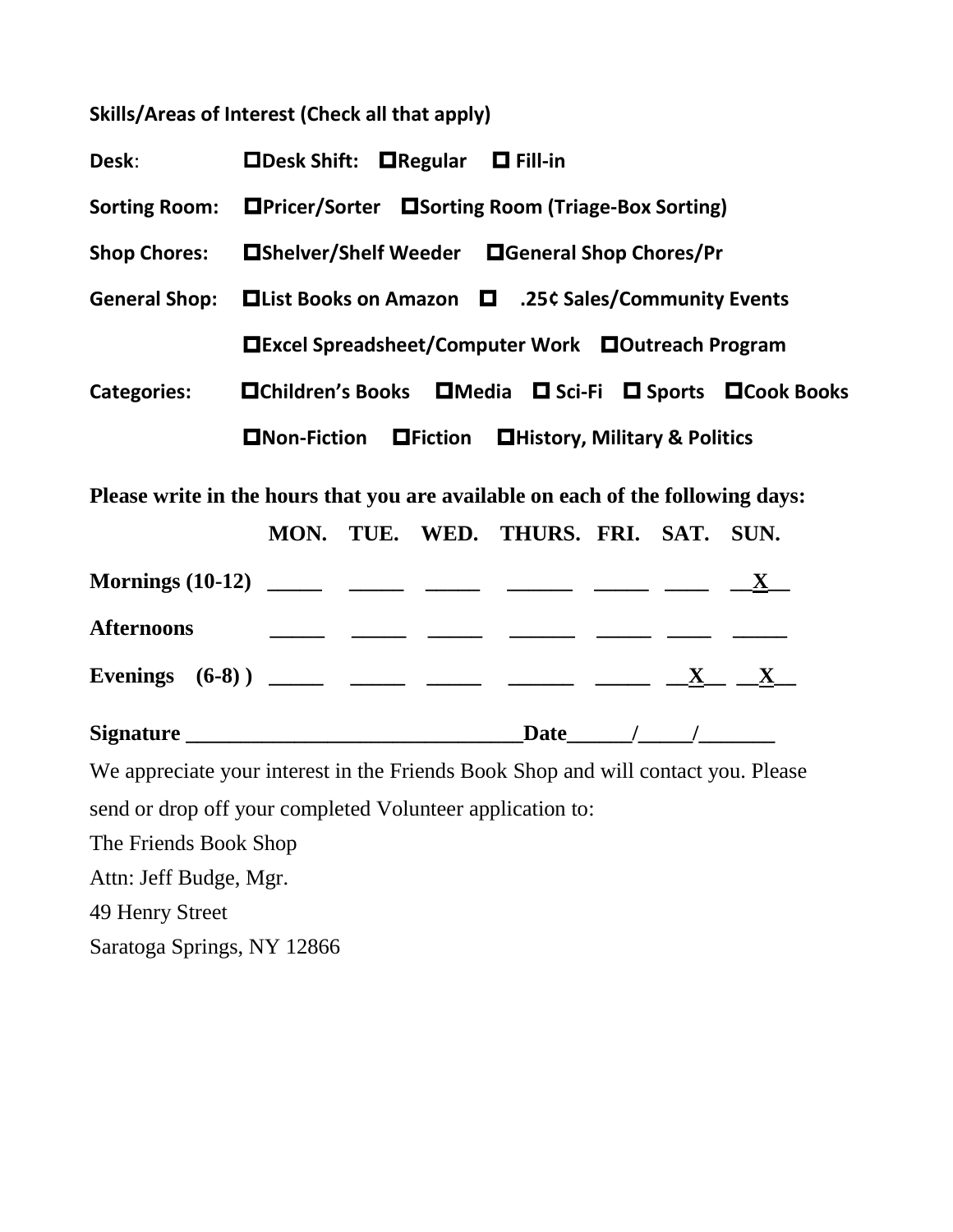**Skills/Areas of Interest (Check all that apply)**

**Desk**: ☐**Desk Shift:** ☐**Regular** ☐ **Fill-in**

**Sorting Room:** ☐**Pricer/Sorter** ☐**Sorting Room (Triage-Box Sorting)**

**Shop Chores:** ☐**Shelver/Shelf Weeder** ☐**General Shop Chores/Pr**

**General Shop:** ☐**List Books on Amazon** ☐ **.25¢ Sales/Community Events**

☐**Excel Spreadsheet/Computer Work** ☐**Outreach Program**

**Categories:** ☐**Children's Books** ☐**Media** ☐ **Sci-Fi** ☐ **Sports** ☐**Cook Books**

☐**Non-Fiction** ☐**Fiction** ☐**History, Military & Politics**

**Please write in the hours that you are available on each of the following days:**

| | MON. | TUE. | WED. | THURS. | FRI. | SAT. | SUN. |
|---|---|---|---|---|---|---|---|
| **Mornings (10-12)** | _____ | _____ | _____ | ______ | _____ | ____ | __X__ |
| **Afternoons** | _____ | _____ | _____ | ______ | _____ | ____ | _____ |
| **Evenings (6-8) )** | _____ | _____ | _____ | ______ | _____ | __X__ | __X__ |

**Signature** _______________________________**Date**______/_____/_______

We appreciate your interest in the Friends Book Shop and will contact you. Please send or drop off your completed Volunteer application to:

The Friends Book Shop
Attn: Jeff Budge, Mgr.
49 Henry Street
Saratoga Springs, NY 12866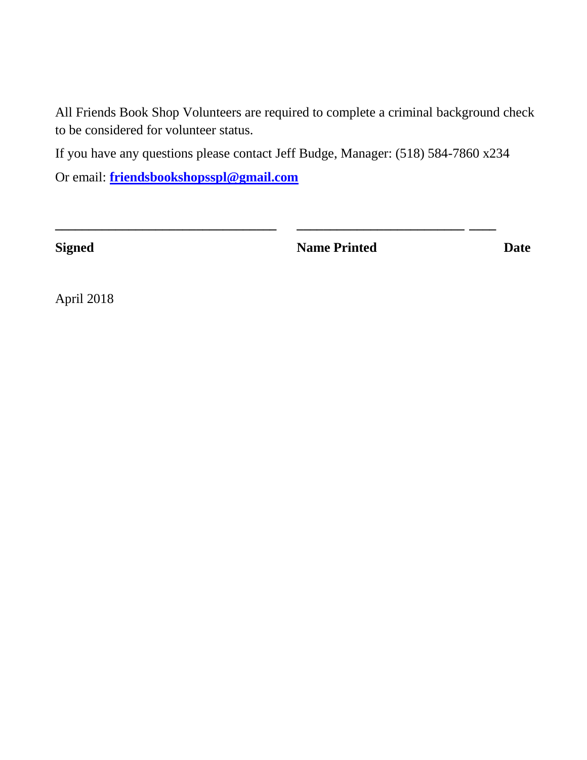All Friends Book Shop Volunteers are required to complete a criminal background check to be considered for volunteer status.

If you have any questions please contact Jeff Budge, Manager: (518) 584-7860 x234

Or email: **friendsbookshopsspl@gmail.com**

**________________________________ &nbsp;&nbsp;&nbsp; ________________________ ____**

**Signed** &nbsp;&nbsp;&nbsp;&nbsp;&nbsp;&nbsp;&nbsp;&nbsp;&nbsp;&nbsp;&nbsp;&nbsp;&nbsp;&nbsp;&nbsp;&nbsp;&nbsp;&nbsp;&nbsp;&nbsp;&nbsp;&nbsp;&nbsp;&nbsp;&nbsp;&nbsp;&nbsp;&nbsp;&nbsp;&nbsp; **Name Printed** &nbsp;&nbsp;&nbsp;&nbsp;&nbsp;&nbsp;&nbsp;&nbsp;&nbsp;&nbsp;&nbsp;&nbsp;&nbsp;&nbsp;&nbsp; **Date**

April 2018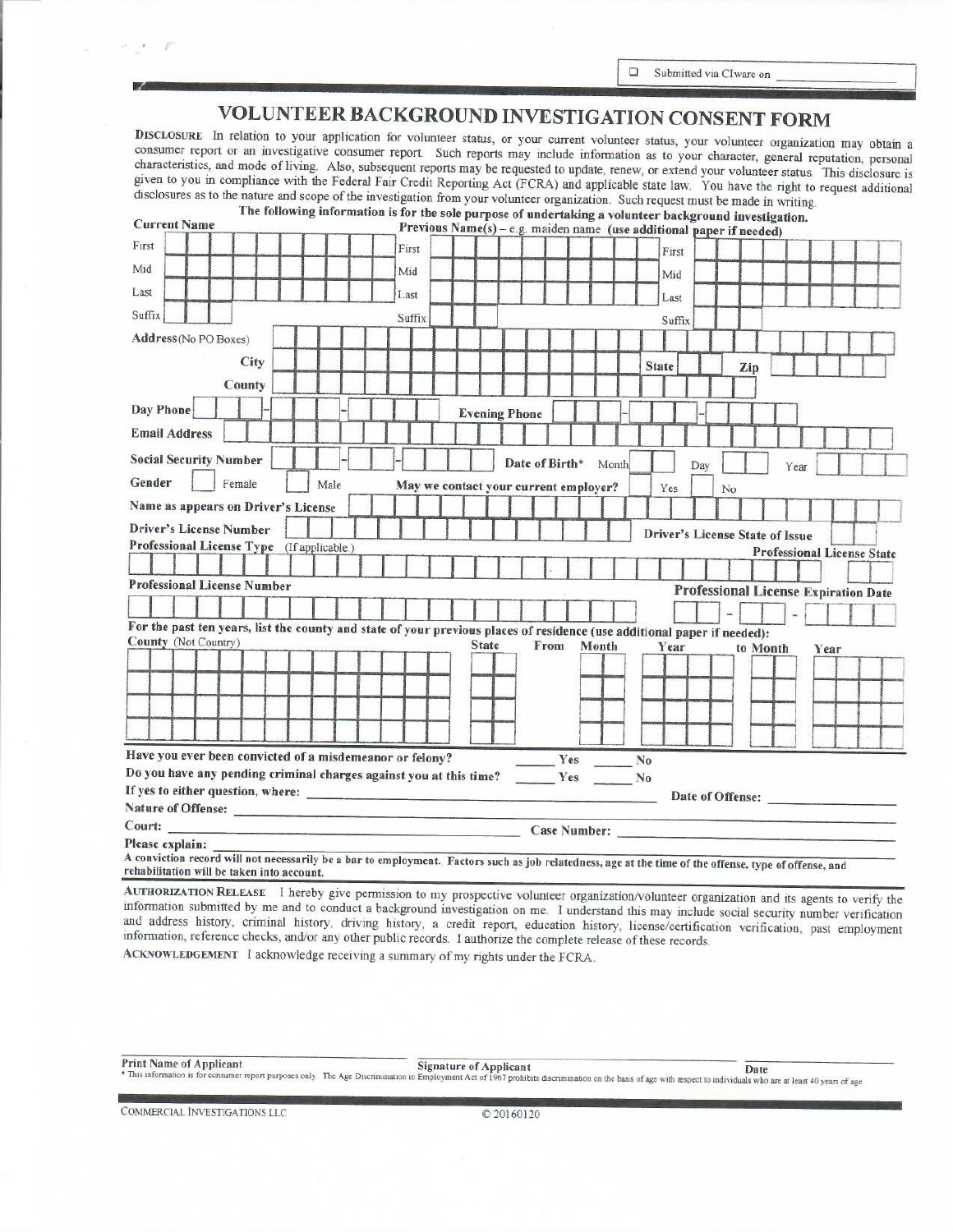☐ Submitted via CIware on ________________

# VOLUNTEER BACKGROUND INVESTIGATION CONSENT FORM

**DISCLOSURE** In relation to your application for volunteer status, or your current volunteer status, your volunteer organization may obtain a consumer report or an investigative consumer report. Such reports may include information as to your character, general reputation, personal characteristics, and mode of living. Also, subsequent reports may be requested to update, renew, or extend your volunteer status. This disclosure is given to you in compliance with the Federal Fair Credit Reporting Act (FCRA) and applicable state law. You have the right to request additional disclosures as to the nature and scope of the investigation from your volunteer organization. Such request must be made in writing.

**The following information is for the sole purpose of undertaking a volunteer background investigation.**

| **Current Name** | **Previous Name(s)** – e.g. maiden name **(use additional paper if needed)** | |
|---|---|---|
| First | First | First |
| Mid | Mid | Mid |
| Last | Last | Last |
| Suffix | Suffix | Suffix |

**Address** (No PO Boxes) ________________

**City** ________________ **State** ____ **Zip** ________

**County** ________________

**Day Phone** ___-___-____ **Evening Phone** ___-___-____

**Email Address** ________________

**Social Security Number** ___-__-____ **Date of Birth*** Month ___ Day ___ Year ____

**Gender** ☐ Female ☐ Male **May we contact your current employer?** ☐ Yes ☐ No

**Name as appears on Driver's License** ________________

**Driver's License Number** ________________ **Driver's License State of Issue** ____

**Professional License Type** (If applicable) ________________ **Professional License State** ____

**Professional License Number** ________________ **Professional License Expiration Date** ___-___-____

**For the past ten years, list the county and state of your previous places of residence (use additional paper if needed):**

| County (Not Country) | State | From Month | Year | to Month | Year |
|---|---|---|---|---|---|
| | | | | | |
| | | | | | |
| | | | | | |
| | | | | | |

**Have you ever been convicted of a misdemeanor or felony?** ____ **Yes** ____ **No**

**Do you have any pending criminal charges against you at this time?** ____ **Yes** ____ **No**

**If yes to either question, where:** ________________ **Date of Offense:** ________

**Nature of Offense:** ________________

**Court:** ________________ **Case Number:** ________________

**Please explain:** ________________

**A conviction record will not necessarily be a bar to employment. Factors such as job relatedness, age at the time of the offense, type of offense, and rehabilitation will be taken into account.**

**AUTHORIZATION RELEASE** I hereby give permission to my prospective volunteer organization/volunteer organization and its agents to verify the information submitted by me and to conduct a background investigation on me. I understand this may include social security number verification and address history, criminal history, driving history, a credit report, education history, license/certification verification, past employment information, reference checks, and/or any other public records. I authorize the complete release of these records.

**ACKNOWLEDGEMENT** I acknowledge receiving a summary of my rights under the FCRA.

________________ ________________ ________________
**Print Name of Applicant** **Signature of Applicant** **Date**

* This information is for consumer report purposes only. The Age Discrimination in Employment Act of 1967 prohibits discrimination on the basis of age with respect to individuals who are at least 40 years of age.

COMMERCIAL INVESTIGATIONS LLC © 20160120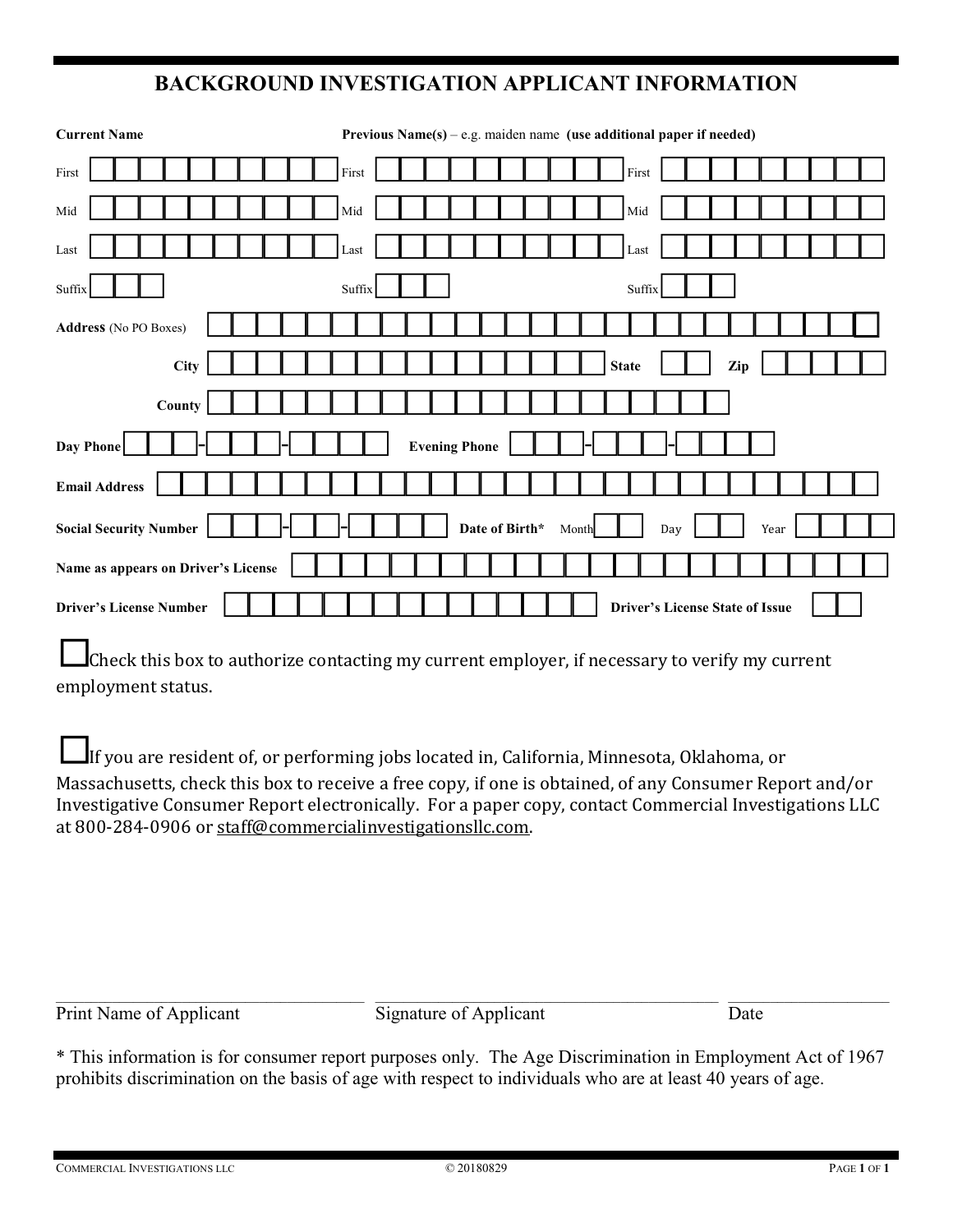# BACKGROUND INVESTIGATION APPLICANT INFORMATION

| **Current Name** | **Previous Name(s)** – e.g. maiden name **(use additional paper if needed)** | |
|---|---|---|
| First | First | First |
| Mid | Mid | Mid |
| Last | Last | Last |
| Suffix | Suffix | Suffix |

**Address** (No PO Boxes)

**City** &nbsp;&nbsp;&nbsp; **State** &nbsp;&nbsp;&nbsp; **Zip**

**County**

**Day Phone** - - &nbsp;&nbsp;&nbsp; **Evening Phone** - -

**Email Address**

**Social Security Number** - - &nbsp;&nbsp;&nbsp; **Date of Birth*** Month Day Year

**Name as appears on Driver's License**

**Driver's License Number** &nbsp;&nbsp;&nbsp; **Driver's License State of Issue**

☐ Check this box to authorize contacting my current employer, if necessary to verify my current employment status.

☐ If you are resident of, or performing jobs located in, California, Minnesota, Oklahoma, or Massachusetts, check this box to receive a free copy, if one is obtained, of any Consumer Report and/or Investigative Consumer Report electronically. For a paper copy, contact Commercial Investigations LLC at 800-284-0906 or staff@commercialinvestigationsllc.com.

\_\_\_\_\_\_\_\_\_\_\_\_\_\_\_\_\_\_\_\_\_\_\_\_ &nbsp;&nbsp; \_\_\_\_\_\_\_\_\_\_\_\_\_\_\_\_\_\_\_\_\_\_\_\_ &nbsp;&nbsp; \_\_\_\_\_\_\_\_\_\_\_\_

Print Name of Applicant &nbsp;&nbsp;&nbsp; Signature of Applicant &nbsp;&nbsp;&nbsp; Date

* This information is for consumer report purposes only. The Age Discrimination in Employment Act of 1967 prohibits discrimination on the basis of age with respect to individuals who are at least 40 years of age.

COMMERCIAL INVESTIGATIONS LLC &nbsp;&nbsp;&nbsp; © 20180829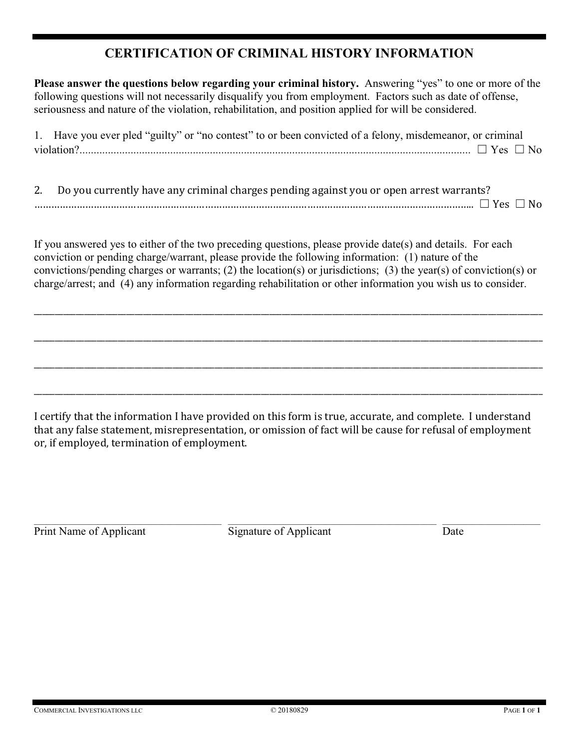# CERTIFICATION OF CRIMINAL HISTORY INFORMATION

**Please answer the questions below regarding your criminal history.** Answering "yes" to one or more of the following questions will not necessarily disqualify you from employment. Factors such as date of offense, seriousness and nature of the violation, rehabilitation, and position applied for will be considered.

1. Have you ever pled "guilty" or "no contest" to or been convicted of a felony, misdemeanor, or criminal violation?............................................................................................................................... ☐ Yes ☐ No

2. Do you currently have any criminal charges pending against you or open arrest warrants? ........................................................................................................................................ ☐ Yes ☐ No

If you answered yes to either of the two preceding questions, please provide date(s) and details. For each conviction or pending charge/warrant, please provide the following information: (1) nature of the convictions/pending charges or warrants; (2) the location(s) or jurisdictions; (3) the year(s) of conviction(s) or charge/arrest; and (4) any information regarding rehabilitation or other information you wish us to consider.

______________________________________________________________________________

______________________________________________________________________________

______________________________________________________________________________

______________________________________________________________________________

I certify that the information I have provided on this form is true, accurate, and complete. I understand that any false statement, misrepresentation, or omission of fact will be cause for refusal of employment or, if employed, termination of employment.

______________________________ ______________________________ ______________

Print Name of Applicant Signature of Applicant Date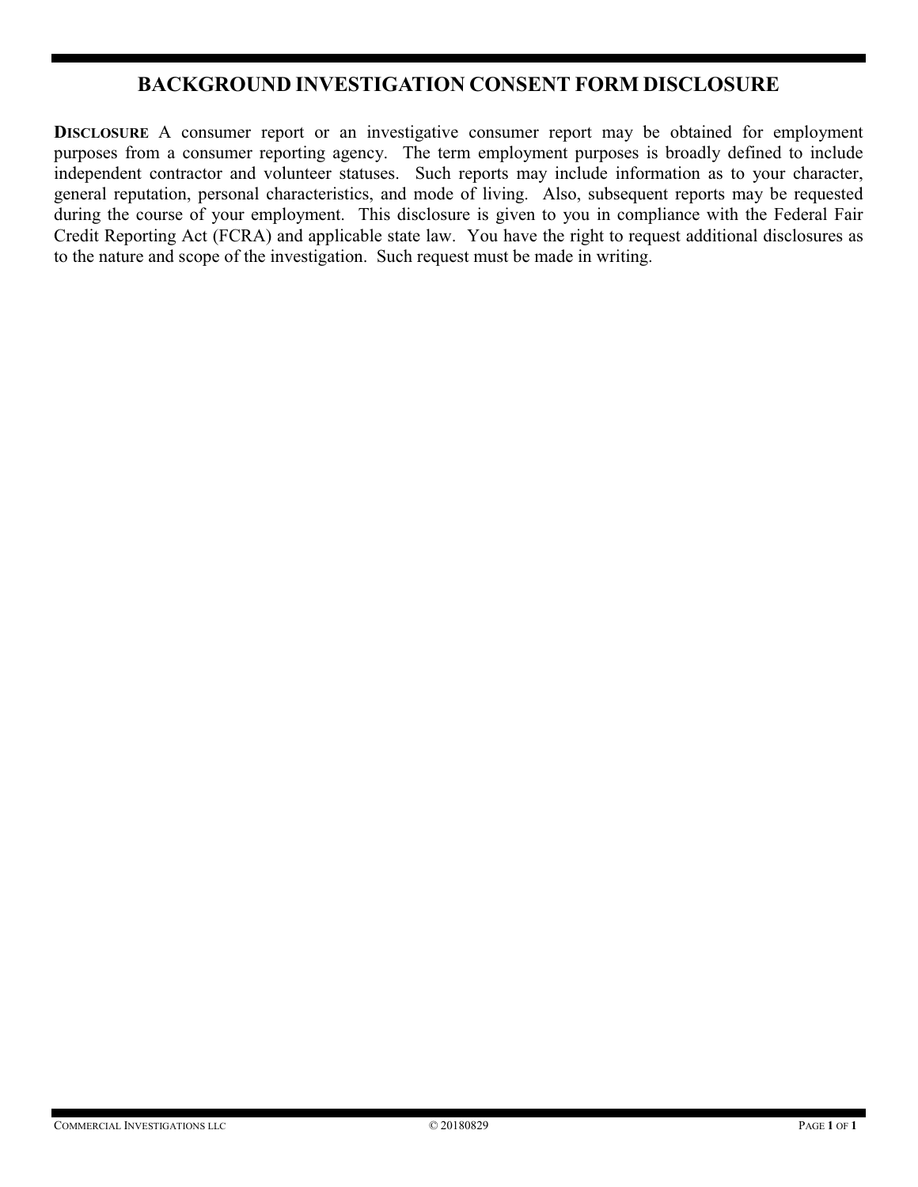# BACKGROUND INVESTIGATION CONSENT FORM DISCLOSURE

**DISCLOSURE** A consumer report or an investigative consumer report may be obtained for employment purposes from a consumer reporting agency. The term employment purposes is broadly defined to include independent contractor and volunteer statuses. Such reports may include information as to your character, general reputation, personal characteristics, and mode of living. Also, subsequent reports may be requested during the course of your employment. This disclosure is given to you in compliance with the Federal Fair Credit Reporting Act (FCRA) and applicable state law. You have the right to request additional disclosures as to the nature and scope of the investigation. Such request must be made in writing.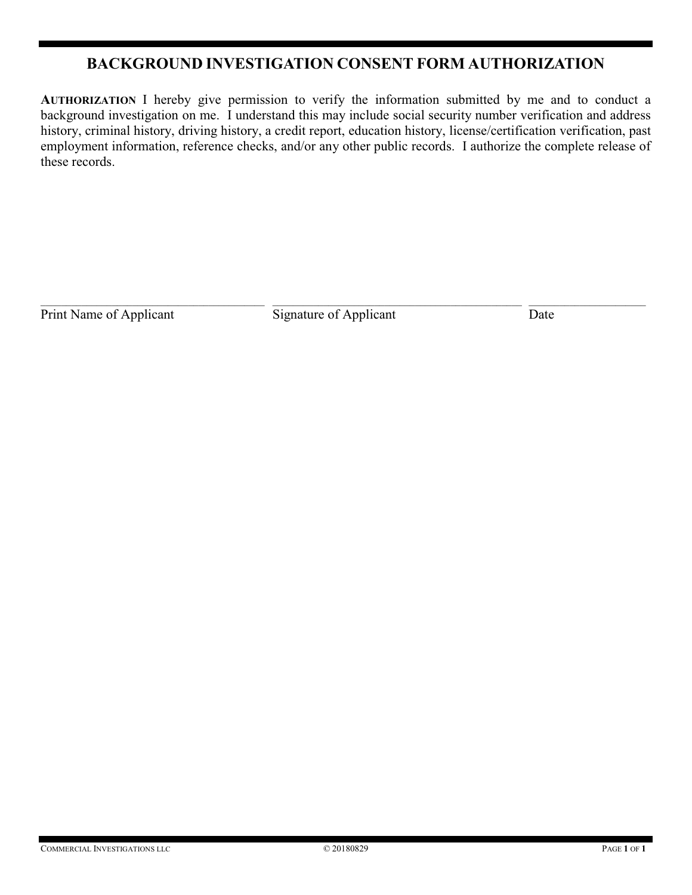# BACKGROUND INVESTIGATION CONSENT FORM AUTHORIZATION

**AUTHORIZATION** I hereby give permission to verify the information submitted by me and to conduct a background investigation on me. I understand this may include social security number verification and address history, criminal history, driving history, a credit report, education history, license/certification verification, past employment information, reference checks, and/or any other public records. I authorize the complete release of these records.

| _________________________________ | _____________________________________ | ________________ |
|---|---|---|
| Print Name of Applicant | Signature of Applicant | Date |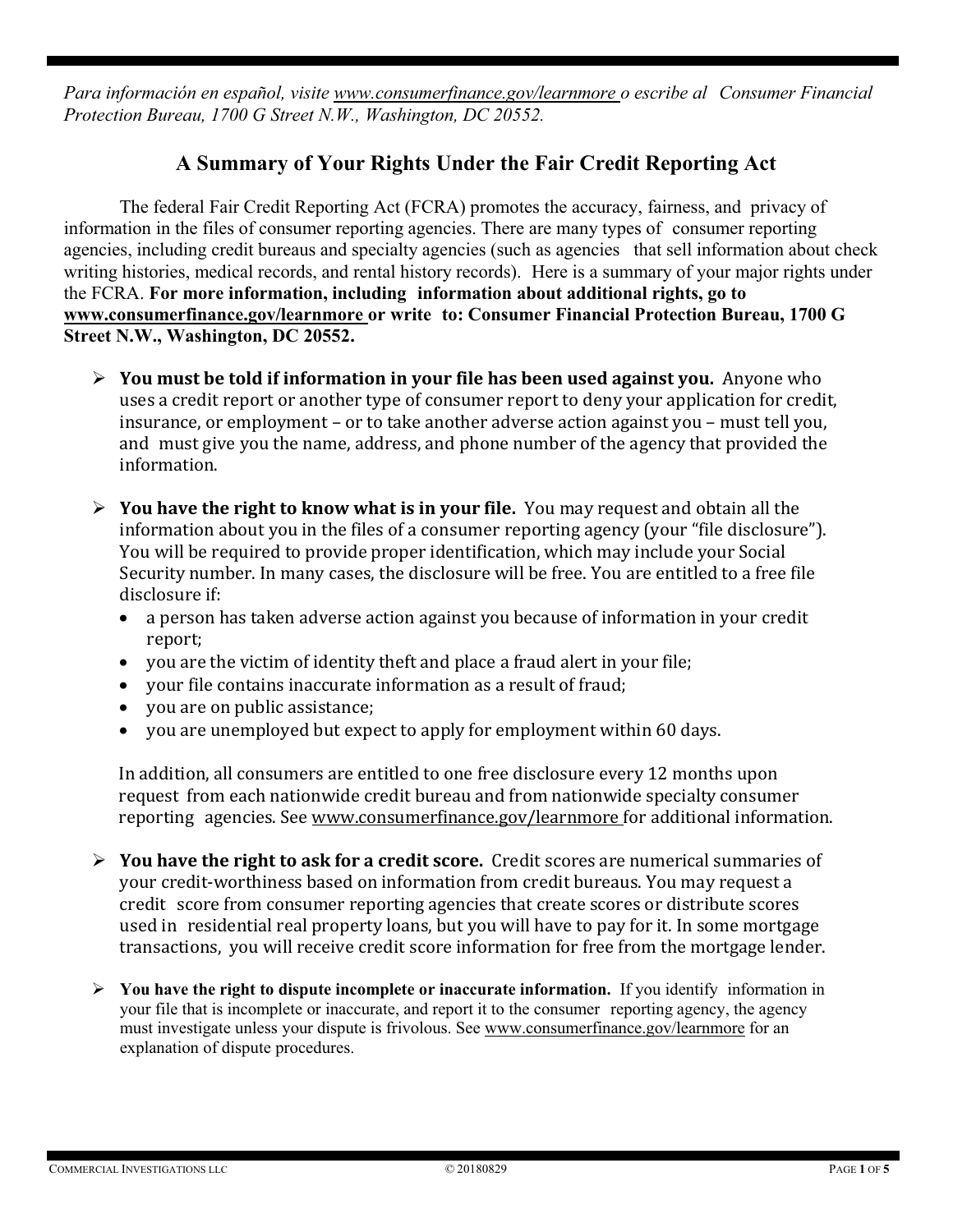*Para información en español, visite www.consumerfinance.gov/learnmore o escribe al Consumer Financial Protection Bureau, 1700 G Street N.W., Washington, DC 20552.*

## A Summary of Your Rights Under the Fair Credit Reporting Act

The federal Fair Credit Reporting Act (FCRA) promotes the accuracy, fairness, and privacy of information in the files of consumer reporting agencies. There are many types of consumer reporting agencies, including credit bureaus and specialty agencies (such as agencies that sell information about check writing histories, medical records, and rental history records). Here is a summary of your major rights under the FCRA. **For more information, including information about additional rights, go to www.consumerfinance.gov/learnmore or write to: Consumer Financial Protection Bureau, 1700 G Street N.W., Washington, DC 20552.**

- **You must be told if information in your file has been used against you.** Anyone who uses a credit report or another type of consumer report to deny your application for credit, insurance, or employment – or to take another adverse action against you – must tell you, and must give you the name, address, and phone number of the agency that provided the information.

- **You have the right to know what is in your file.** You may request and obtain all the information about you in the files of a consumer reporting agency (your "file disclosure"). You will be required to provide proper identification, which may include your Social Security number. In many cases, the disclosure will be free. You are entitled to a free file disclosure if:
  - a person has taken adverse action against you because of information in your credit report;
  - you are the victim of identity theft and place a fraud alert in your file;
  - your file contains inaccurate information as a result of fraud;
  - you are on public assistance;
  - you are unemployed but expect to apply for employment within 60 days.

  In addition, all consumers are entitled to one free disclosure every 12 months upon request from each nationwide credit bureau and from nationwide specialty consumer reporting agencies. See www.consumerfinance.gov/learnmore for additional information.

- **You have the right to ask for a credit score.** Credit scores are numerical summaries of your credit-worthiness based on information from credit bureaus. You may request a credit score from consumer reporting agencies that create scores or distribute scores used in residential real property loans, but you will have to pay for it. In some mortgage transactions, you will receive credit score information for free from the mortgage lender.

- **You have the right to dispute incomplete or inaccurate information.** If you identify information in your file that is incomplete or inaccurate, and report it to the consumer reporting agency, the agency must investigate unless your dispute is frivolous. See www.consumerfinance.gov/learnmore for an explanation of dispute procedures.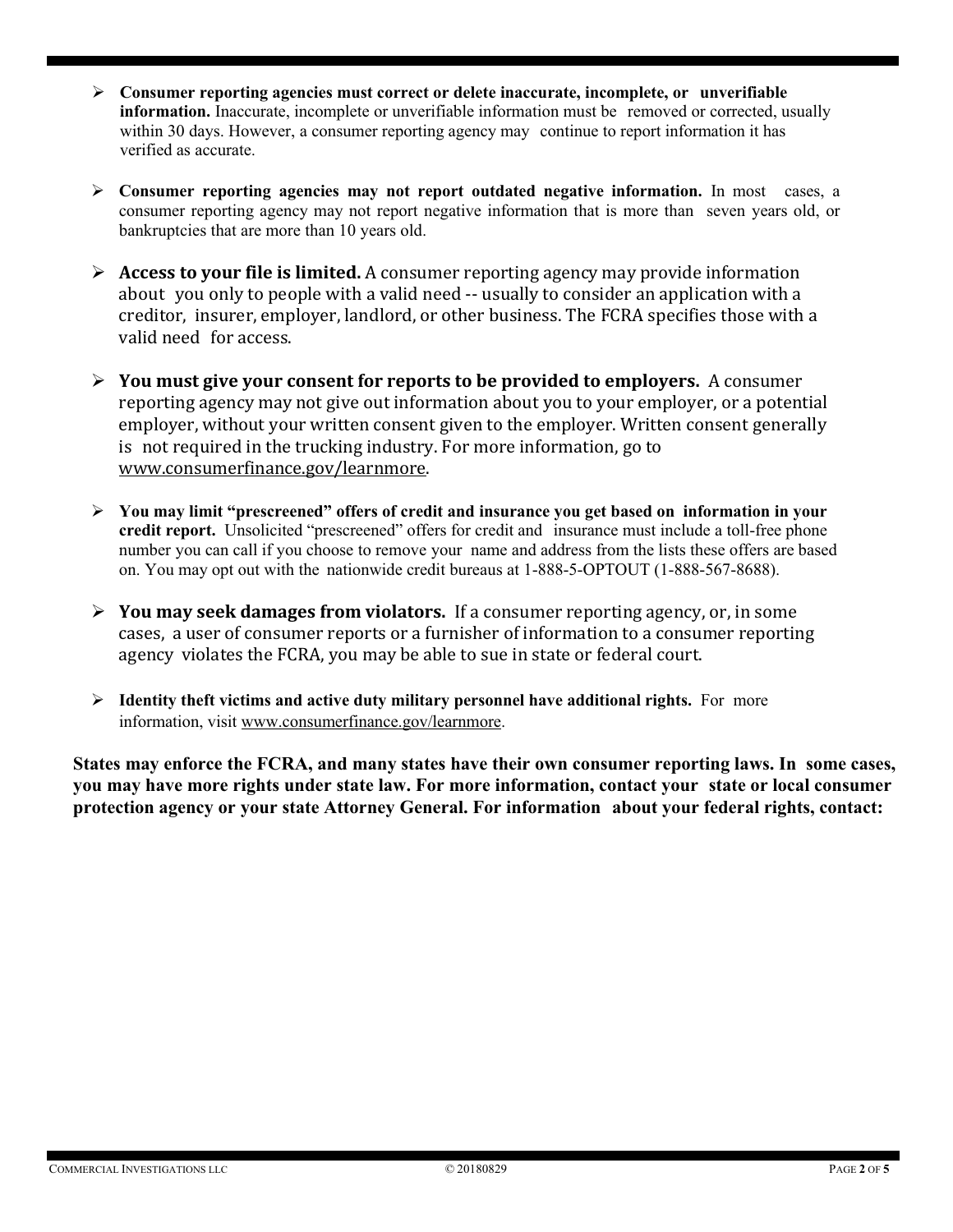- **Consumer reporting agencies must correct or delete inaccurate, incomplete, or unverifiable information.** Inaccurate, incomplete or unverifiable information must be removed or corrected, usually within 30 days. However, a consumer reporting agency may continue to report information it has verified as accurate.

- **Consumer reporting agencies may not report outdated negative information.** In most cases, a consumer reporting agency may not report negative information that is more than seven years old, or bankruptcies that are more than 10 years old.

- **Access to your file is limited.** A consumer reporting agency may provide information about you only to people with a valid need -- usually to consider an application with a creditor, insurer, employer, landlord, or other business. The FCRA specifies those with a valid need for access.

- **You must give your consent for reports to be provided to employers.** A consumer reporting agency may not give out information about you to your employer, or a potential employer, without your written consent given to the employer. Written consent generally is not required in the trucking industry. For more information, go to www.consumerfinance.gov/learnmore.

- **You may limit "prescreened" offers of credit and insurance you get based on information in your credit report.** Unsolicited "prescreened" offers for credit and insurance must include a toll-free phone number you can call if you choose to remove your name and address from the lists these offers are based on. You may opt out with the nationwide credit bureaus at 1-888-5-OPTOUT (1-888-567-8688).

- **You may seek damages from violators.** If a consumer reporting agency, or, in some cases, a user of consumer reports or a furnisher of information to a consumer reporting agency violates the FCRA, you may be able to sue in state or federal court.

- **Identity theft victims and active duty military personnel have additional rights.** For more information, visit www.consumerfinance.gov/learnmore.

**States may enforce the FCRA, and many states have their own consumer reporting laws. In some cases, you may have more rights under state law. For more information, contact your state or local consumer protection agency or your state Attorney General. For information about your federal rights, contact:**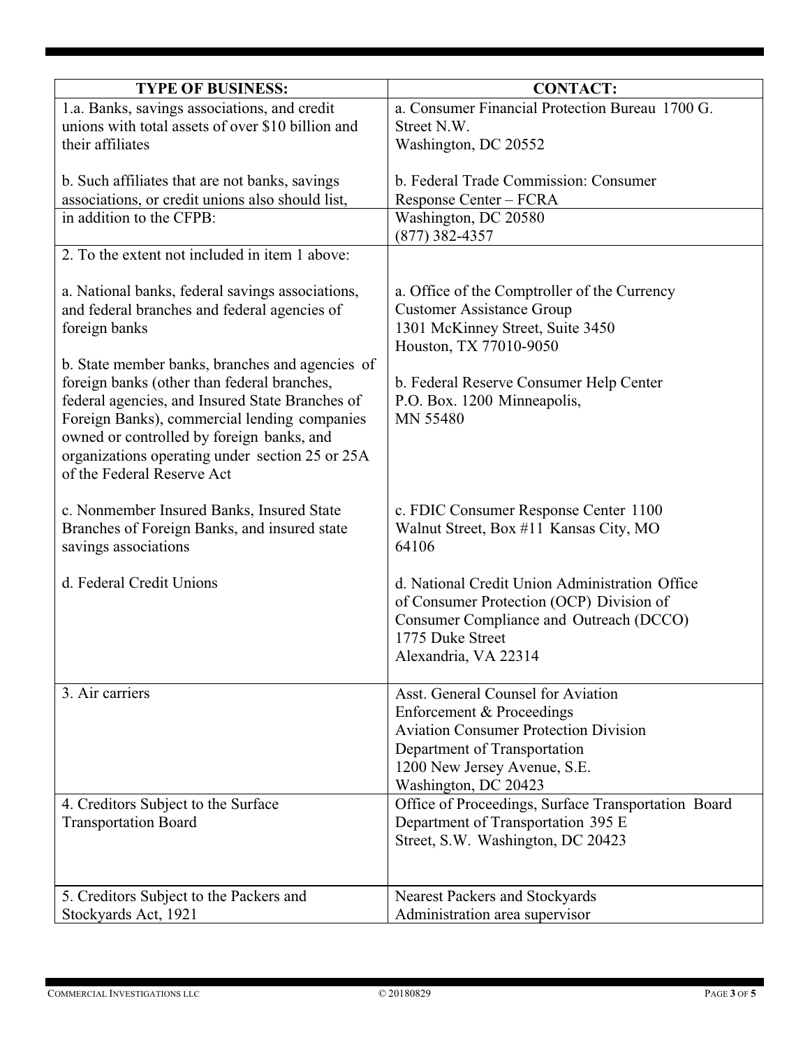| TYPE OF BUSINESS: | CONTACT: |
|---|---|
| 1.a. Banks, savings associations, and credit unions with total assets of over $10 billion and their affiliates<br><br>b. Such affiliates that are not banks, savings associations, or credit unions also should list, | a. Consumer Financial Protection Bureau 1700 G. Street N.W.<br>Washington, DC 20552<br><br>b. Federal Trade Commission: Consumer Response Center – FCRA |
| in addition to the CFPB: | Washington, DC 20580<br>(877) 382-4357 |
| 2. To the extent not included in item 1 above:<br><br>a. National banks, federal savings associations, and federal branches and federal agencies of foreign banks<br><br>b. State member banks, branches and agencies of foreign banks (other than federal branches, federal agencies, and Insured State Branches of Foreign Banks), commercial lending companies owned or controlled by foreign banks, and organizations operating under section 25 or 25A of the Federal Reserve Act<br><br>c. Nonmember Insured Banks, Insured State Branches of Foreign Banks, and insured state savings associations<br><br>d. Federal Credit Unions | <br><br>a. Office of the Comptroller of the Currency<br>Customer Assistance Group<br>1301 McKinney Street, Suite 3450<br>Houston, TX 77010-9050<br><br>b. Federal Reserve Consumer Help Center<br>P.O. Box. 1200 Minneapolis,<br>MN 55480<br><br>c. FDIC Consumer Response Center 1100 Walnut Street, Box #11 Kansas City, MO 64106<br><br>d. National Credit Union Administration Office of Consumer Protection (OCP) Division of Consumer Compliance and Outreach (DCCO)<br>1775 Duke Street<br>Alexandria, VA 22314 |
| 3. Air carriers | Asst. General Counsel for Aviation Enforcement & Proceedings<br>Aviation Consumer Protection Division<br>Department of Transportation<br>1200 New Jersey Avenue, S.E.<br>Washington, DC 20423 |
| 4. Creditors Subject to the Surface Transportation Board | Office of Proceedings, Surface Transportation Board<br>Department of Transportation 395 E Street, S.W. Washington, DC 20423 |
| 5. Creditors Subject to the Packers and Stockyards Act, 1921 | Nearest Packers and Stockyards Administration area supervisor |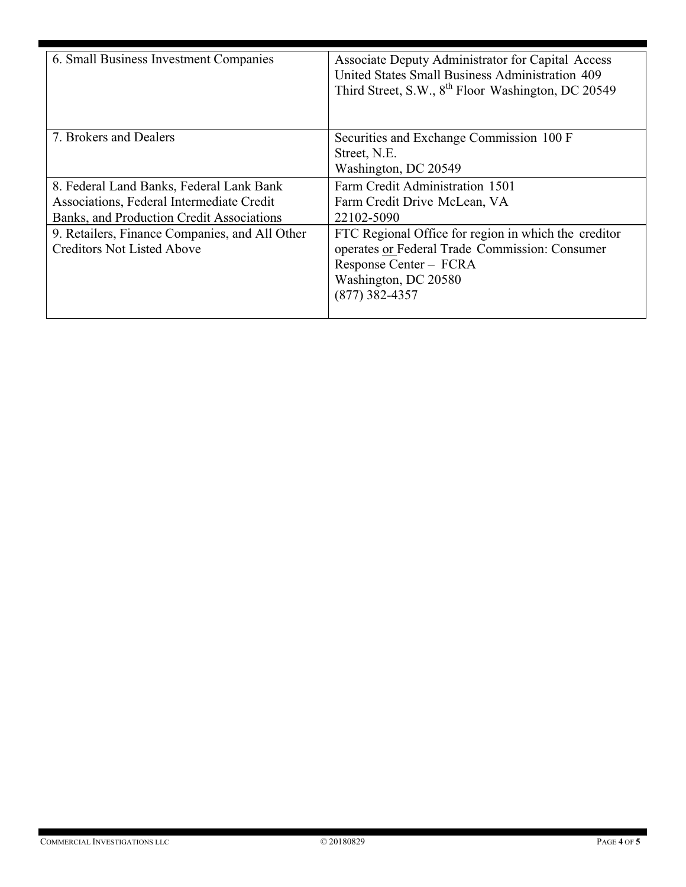| 6. Small Business Investment Companies | Associate Deputy Administrator for Capital Access United States Small Business Administration 409 Third Street, S.W., 8th Floor Washington, DC 20549 |
|---|---|
| 7. Brokers and Dealers | Securities and Exchange Commission 100 F Street, N.E. Washington, DC 20549 |
| 8. Federal Land Banks, Federal Lank Bank Associations, Federal Intermediate Credit Banks, and Production Credit Associations | Farm Credit Administration 1501 Farm Credit Drive McLean, VA 22102-5090 |
| 9. Retailers, Finance Companies, and All Other Creditors Not Listed Above | FTC Regional Office for region in which the creditor operates or Federal Trade Commission: Consumer Response Center – FCRA Washington, DC 20580 (877) 382-4357 |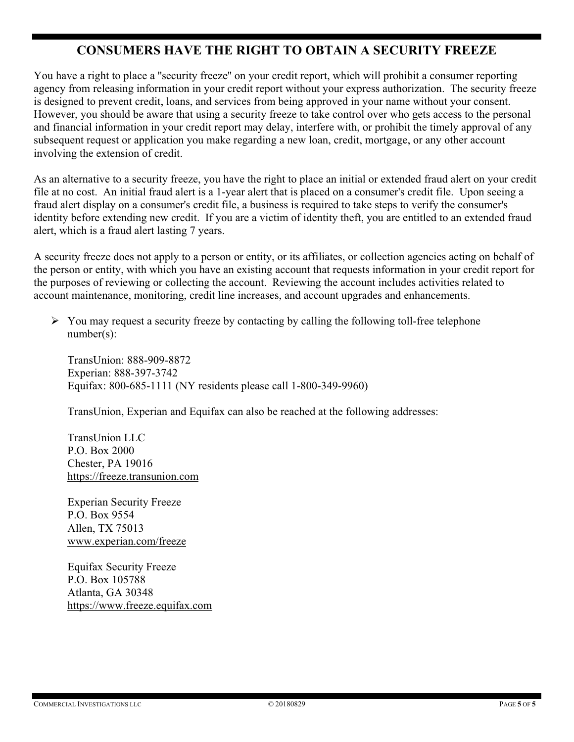## CONSUMERS HAVE THE RIGHT TO OBTAIN A SECURITY FREEZE

You have a right to place a "security freeze" on your credit report, which will prohibit a consumer reporting agency from releasing information in your credit report without your express authorization. The security freeze is designed to prevent credit, loans, and services from being approved in your name without your consent. However, you should be aware that using a security freeze to take control over who gets access to the personal and financial information in your credit report may delay, interfere with, or prohibit the timely approval of any subsequent request or application you make regarding a new loan, credit, mortgage, or any other account involving the extension of credit.

As an alternative to a security freeze, you have the right to place an initial or extended fraud alert on your credit file at no cost. An initial fraud alert is a 1-year alert that is placed on a consumer's credit file. Upon seeing a fraud alert display on a consumer's credit file, a business is required to take steps to verify the consumer's identity before extending new credit. If you are a victim of identity theft, you are entitled to an extended fraud alert, which is a fraud alert lasting 7 years.

A security freeze does not apply to a person or entity, or its affiliates, or collection agencies acting on behalf of the person or entity, with which you have an existing account that requests information in your credit report for the purposes of reviewing or collecting the account. Reviewing the account includes activities related to account maintenance, monitoring, credit line increases, and account upgrades and enhancements.

- You may request a security freeze by contacting by calling the following toll-free telephone number(s):

  TransUnion: 888-909-8872
  Experian: 888-397-3742
  Equifax: 800-685-1111 (NY residents please call 1-800-349-9960)

  TransUnion, Experian and Equifax can also be reached at the following addresses:

  TransUnion LLC
  P.O. Box 2000
  Chester, PA 19016
  https://freeze.transunion.com

  Experian Security Freeze
  P.O. Box 9554
  Allen, TX 75013
  www.experian.com/freeze

  Equifax Security Freeze
  P.O. Box 105788
  Atlanta, GA 30348
  https://www.freeze.equifax.com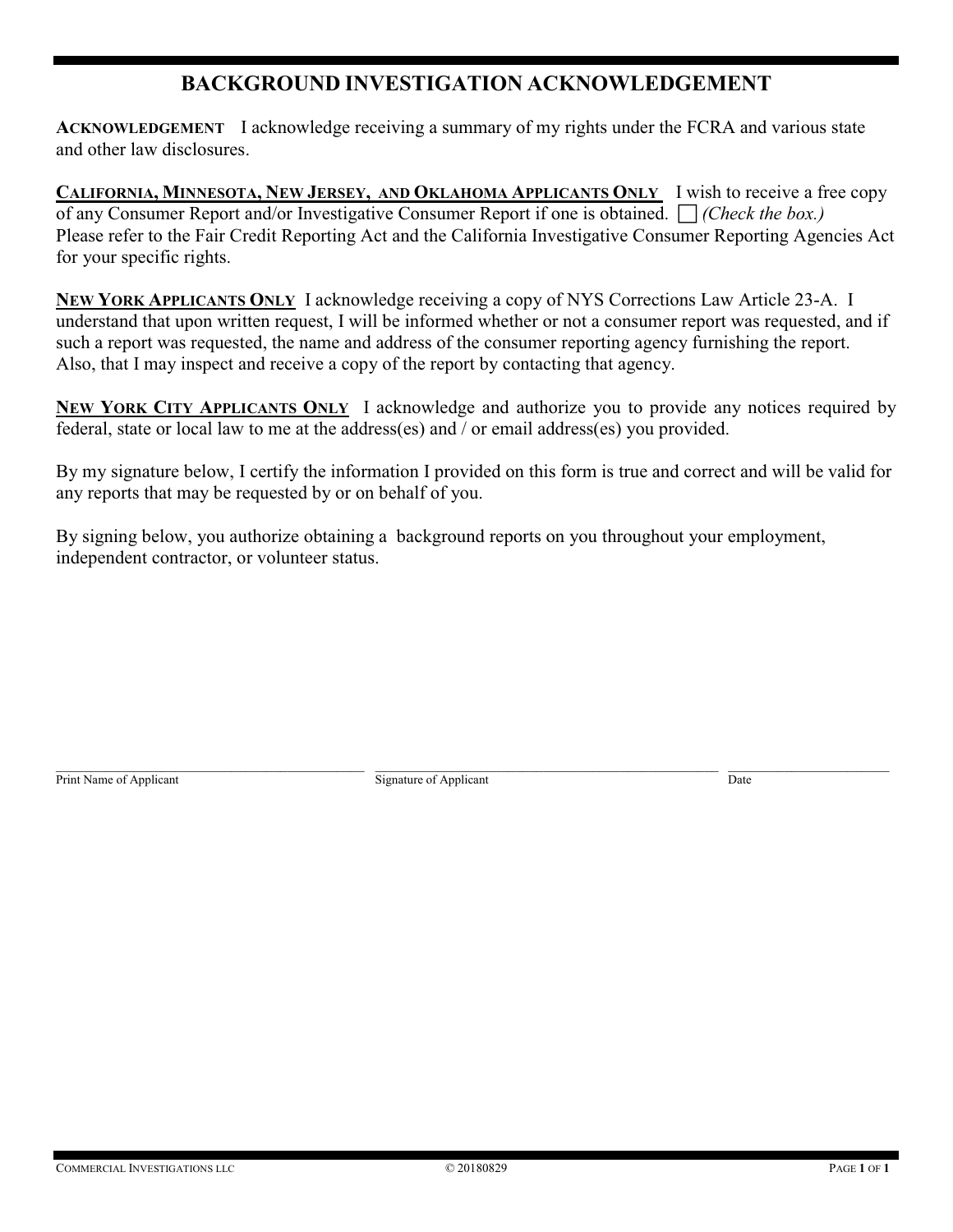# BACKGROUND INVESTIGATION ACKNOWLEDGEMENT

**ACKNOWLEDGEMENT** I acknowledge receiving a summary of my rights under the FCRA and various state and other law disclosures.

**CALIFORNIA, MINNESOTA, NEW JERSEY, AND OKLAHOMA APPLICANTS ONLY** I wish to receive a free copy of any Consumer Report and/or Investigative Consumer Report if one is obtained. ☐ *(Check the box.)* Please refer to the Fair Credit Reporting Act and the California Investigative Consumer Reporting Agencies Act for your specific rights.

**NEW YORK APPLICANTS ONLY** I acknowledge receiving a copy of NYS Corrections Law Article 23-A. I understand that upon written request, I will be informed whether or not a consumer report was requested, and if such a report was requested, the name and address of the consumer reporting agency furnishing the report. Also, that I may inspect and receive a copy of the report by contacting that agency.

**NEW YORK CITY APPLICANTS ONLY** I acknowledge and authorize you to provide any notices required by federal, state or local law to me at the address(es) and / or email address(es) you provided.

By my signature below, I certify the information I provided on this form is true and correct and will be valid for any reports that may be requested by or on behalf of you.

By signing below, you authorize obtaining a background reports on you throughout your employment, independent contractor, or volunteer status.

| ______________________________ | ______________________________ | ______________ |
|---|---|---|
| Print Name of Applicant | Signature of Applicant | Date |

COMMERCIAL INVESTIGATIONS LLC © 20180829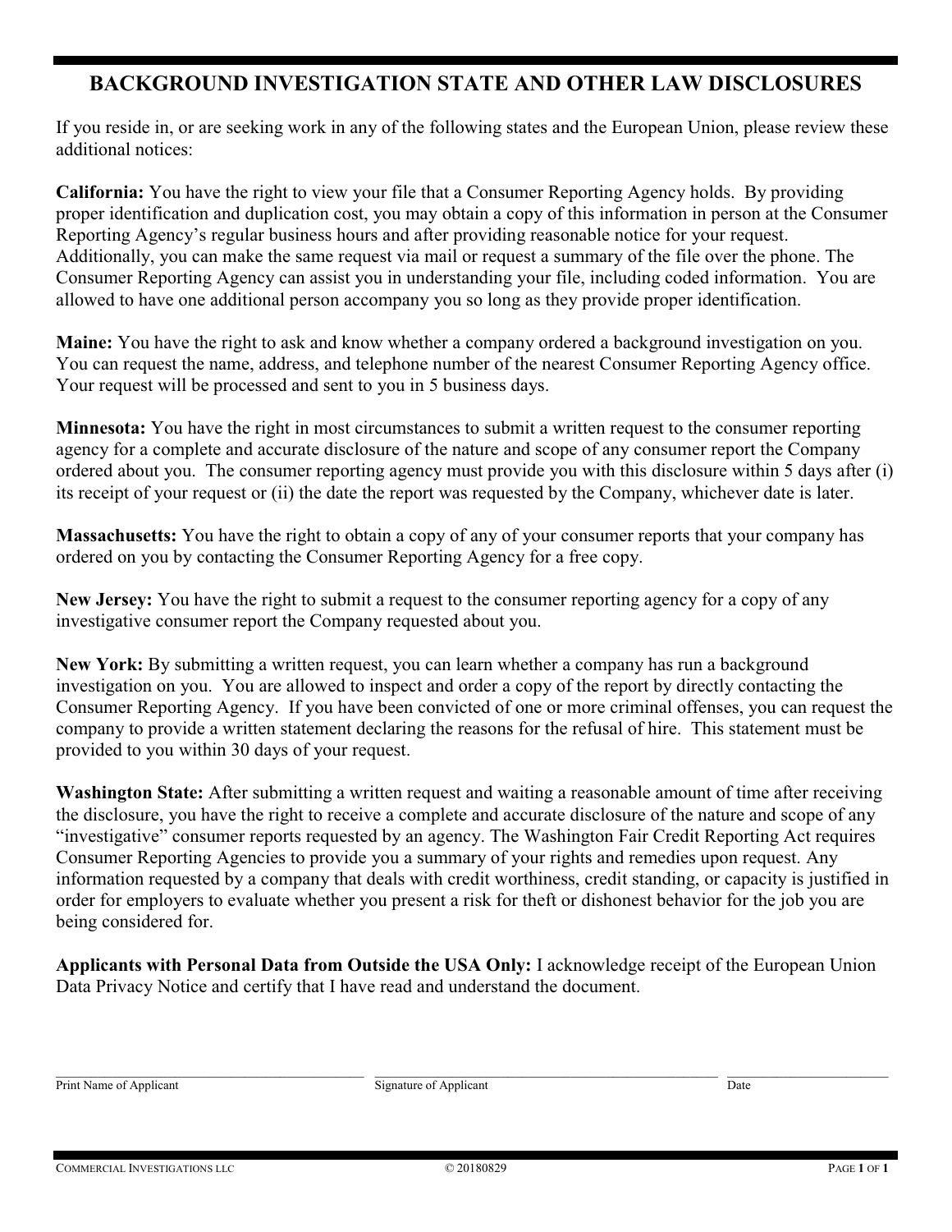# BACKGROUND INVESTIGATION STATE AND OTHER LAW DISCLOSURES

If you reside in, or are seeking work in any of the following states and the European Union, please review these additional notices:

**California:** You have the right to view your file that a Consumer Reporting Agency holds. By providing proper identification and duplication cost, you may obtain a copy of this information in person at the Consumer Reporting Agency's regular business hours and after providing reasonable notice for your request. Additionally, you can make the same request via mail or request a summary of the file over the phone. The Consumer Reporting Agency can assist you in understanding your file, including coded information. You are allowed to have one additional person accompany you so long as they provide proper identification.

**Maine:** You have the right to ask and know whether a company ordered a background investigation on you. You can request the name, address, and telephone number of the nearest Consumer Reporting Agency office. Your request will be processed and sent to you in 5 business days.

**Minnesota:** You have the right in most circumstances to submit a written request to the consumer reporting agency for a complete and accurate disclosure of the nature and scope of any consumer report the Company ordered about you. The consumer reporting agency must provide you with this disclosure within 5 days after (i) its receipt of your request or (ii) the date the report was requested by the Company, whichever date is later.

**Massachusetts:** You have the right to obtain a copy of any of your consumer reports that your company has ordered on you by contacting the Consumer Reporting Agency for a free copy.

**New Jersey:** You have the right to submit a request to the consumer reporting agency for a copy of any investigative consumer report the Company requested about you.

**New York:** By submitting a written request, you can learn whether a company has run a background investigation on you. You are allowed to inspect and order a copy of the report by directly contacting the Consumer Reporting Agency. If you have been convicted of one or more criminal offenses, you can request the company to provide a written statement declaring the reasons for the refusal of hire. This statement must be provided to you within 30 days of your request.

**Washington State:** After submitting a written request and waiting a reasonable amount of time after receiving the disclosure, you have the right to receive a complete and accurate disclosure of the nature and scope of any "investigative" consumer reports requested by an agency. The Washington Fair Credit Reporting Act requires Consumer Reporting Agencies to provide you a summary of your rights and remedies upon request. Any information requested by a company that deals with credit worthiness, credit standing, or capacity is justified in order for employers to evaluate whether you present a risk for theft or dishonest behavior for the job you are being considered for.

**Applicants with Personal Data from Outside the USA Only:** I acknowledge receipt of the European Union Data Privacy Notice and certify that I have read and understand the document.

| ______________________________ | ______________________________ | ______________ |
|---|---|---|
| Print Name of Applicant | Signature of Applicant | Date |

COMMERCIAL INVESTIGATIONS LLC © 20180829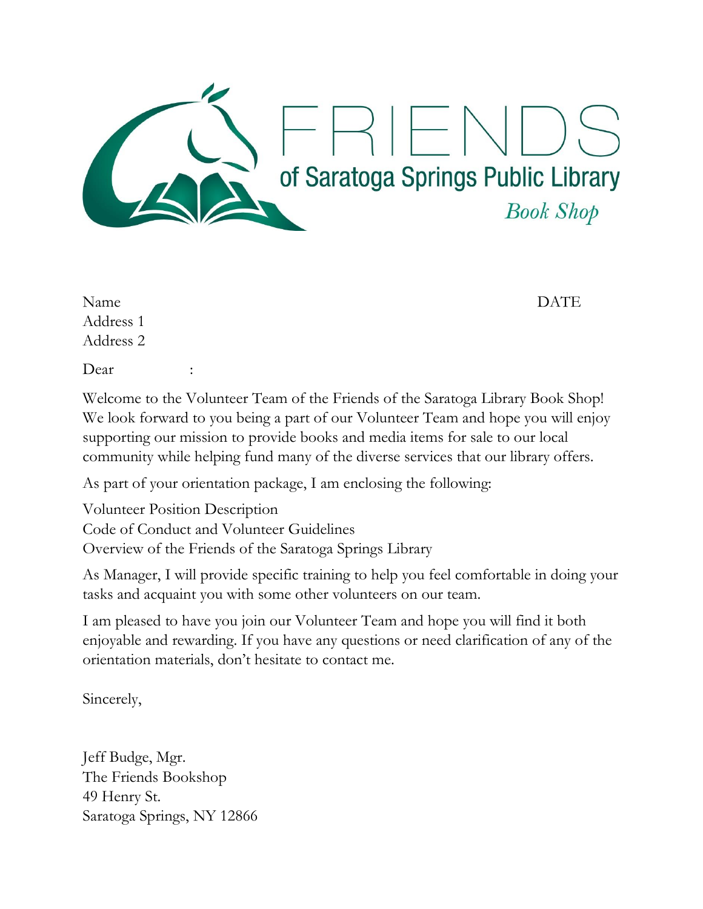# FRIENDS

## of Saratoga Springs Public Library

*Book Shop*

Name DATE
Address 1
Address 2

Dear :

Welcome to the Volunteer Team of the Friends of the Saratoga Library Book Shop! We look forward to you being a part of our Volunteer Team and hope you will enjoy supporting our mission to provide books and media items for sale to our local community while helping fund many of the diverse services that our library offers.

As part of your orientation package, I am enclosing the following:

Volunteer Position Description
Code of Conduct and Volunteer Guidelines
Overview of the Friends of the Saratoga Springs Library

As Manager, I will provide specific training to help you feel comfortable in doing your tasks and acquaint you with some other volunteers on our team.

I am pleased to have you join our Volunteer Team and hope you will find it both enjoyable and rewarding. If you have any questions or need clarification of any of the orientation materials, don't hesitate to contact me.

Sincerely,

Jeff Budge, Mgr.
The Friends Bookshop
49 Henry St.
Saratoga Springs, NY 12866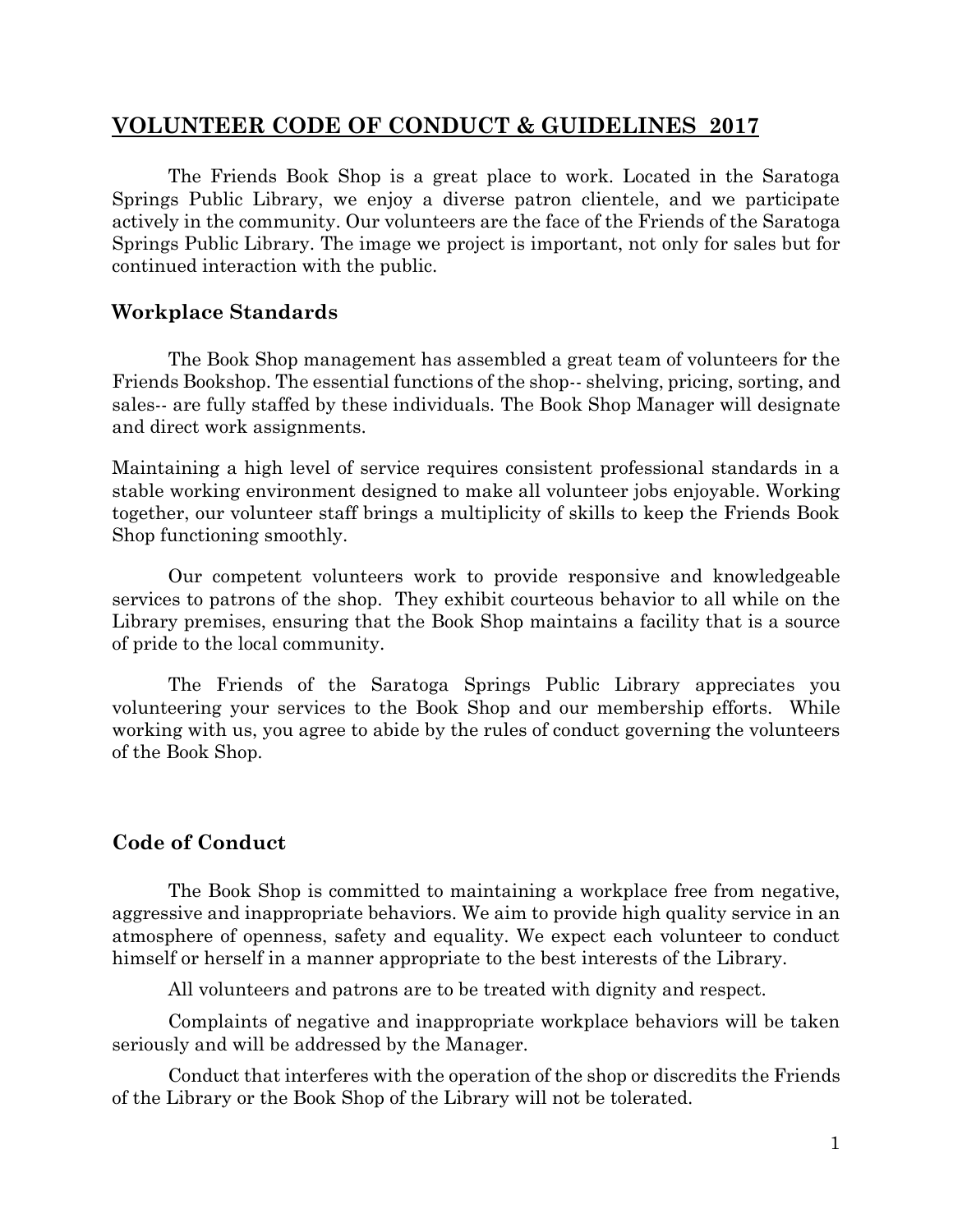# VOLUNTEER CODE OF CONDUCT & GUIDELINES 2017

The Friends Book Shop is a great place to work. Located in the Saratoga Springs Public Library, we enjoy a diverse patron clientele, and we participate actively in the community. Our volunteers are the face of the Friends of the Saratoga Springs Public Library. The image we project is important, not only for sales but for continued interaction with the public.

## Workplace Standards

The Book Shop management has assembled a great team of volunteers for the Friends Bookshop. The essential functions of the shop-- shelving, pricing, sorting, and sales-- are fully staffed by these individuals. The Book Shop Manager will designate and direct work assignments.

Maintaining a high level of service requires consistent professional standards in a stable working environment designed to make all volunteer jobs enjoyable. Working together, our volunteer staff brings a multiplicity of skills to keep the Friends Book Shop functioning smoothly.

Our competent volunteers work to provide responsive and knowledgeable services to patrons of the shop. They exhibit courteous behavior to all while on the Library premises, ensuring that the Book Shop maintains a facility that is a source of pride to the local community.

The Friends of the Saratoga Springs Public Library appreciates you volunteering your services to the Book Shop and our membership efforts. While working with us, you agree to abide by the rules of conduct governing the volunteers of the Book Shop.

## Code of Conduct

The Book Shop is committed to maintaining a workplace free from negative, aggressive and inappropriate behaviors. We aim to provide high quality service in an atmosphere of openness, safety and equality. We expect each volunteer to conduct himself or herself in a manner appropriate to the best interests of the Library.

All volunteers and patrons are to be treated with dignity and respect.

Complaints of negative and inappropriate workplace behaviors will be taken seriously and will be addressed by the Manager.

Conduct that interferes with the operation of the shop or discredits the Friends of the Library or the Book Shop of the Library will not be tolerated.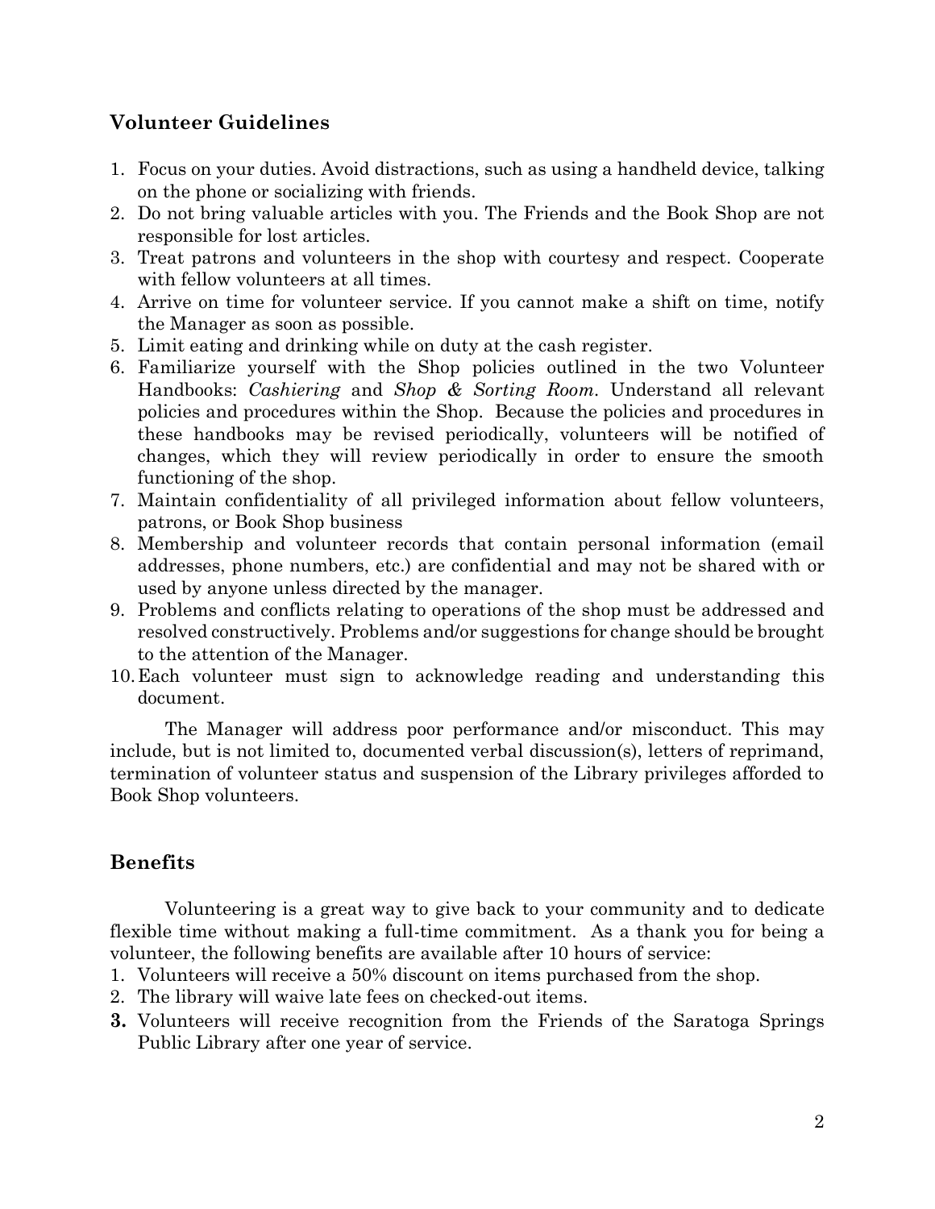## Volunteer Guidelines

1. Focus on your duties. Avoid distractions, such as using a handheld device, talking on the phone or socializing with friends.
2. Do not bring valuable articles with you. The Friends and the Book Shop are not responsible for lost articles.
3. Treat patrons and volunteers in the shop with courtesy and respect. Cooperate with fellow volunteers at all times.
4. Arrive on time for volunteer service. If you cannot make a shift on time, notify the Manager as soon as possible.
5. Limit eating and drinking while on duty at the cash register.
6. Familiarize yourself with the Shop policies outlined in the two Volunteer Handbooks: *Cashiering* and *Shop & Sorting Room*. Understand all relevant policies and procedures within the Shop. Because the policies and procedures in these handbooks may be revised periodically, volunteers will be notified of changes, which they will review periodically in order to ensure the smooth functioning of the shop.
7. Maintain confidentiality of all privileged information about fellow volunteers, patrons, or Book Shop business
8. Membership and volunteer records that contain personal information (email addresses, phone numbers, etc.) are confidential and may not be shared with or used by anyone unless directed by the manager.
9. Problems and conflicts relating to operations of the shop must be addressed and resolved constructively. Problems and/or suggestions for change should be brought to the attention of the Manager.
10. Each volunteer must sign to acknowledge reading and understanding this document.

The Manager will address poor performance and/or misconduct. This may include, but is not limited to, documented verbal discussion(s), letters of reprimand, termination of volunteer status and suspension of the Library privileges afforded to Book Shop volunteers.

## Benefits

Volunteering is a great way to give back to your community and to dedicate flexible time without making a full-time commitment. As a thank you for being a volunteer, the following benefits are available after 10 hours of service:

1. Volunteers will receive a 50% discount on items purchased from the shop.
2. The library will waive late fees on checked-out items.
3. Volunteers will receive recognition from the Friends of the Saratoga Springs Public Library after one year of service.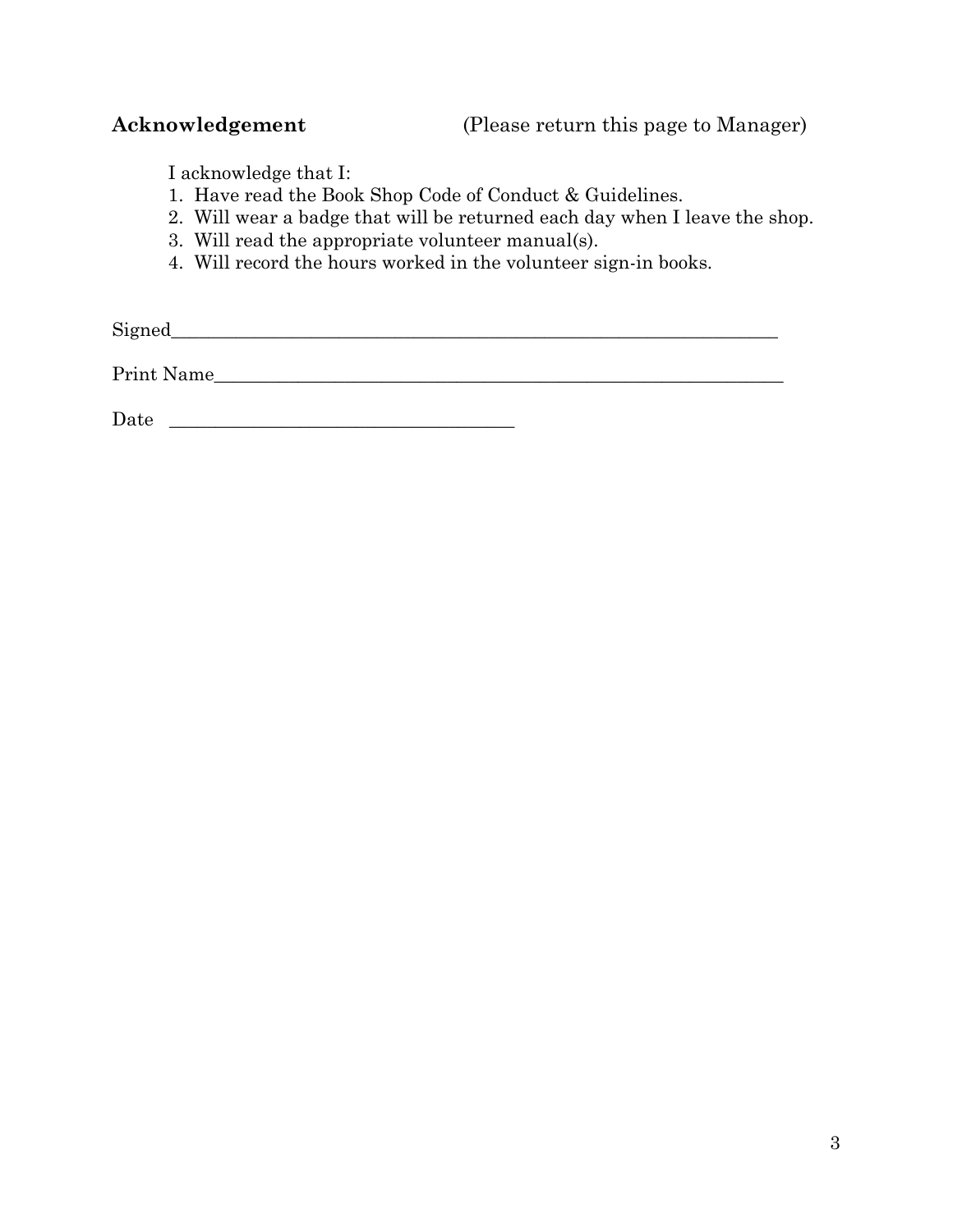**Acknowledgement** (Please return this page to Manager)

I acknowledge that I:

1. Have read the Book Shop Code of Conduct & Guidelines.
2. Will wear a badge that will be returned each day when I leave the shop.
3. Will read the appropriate volunteer manual(s).
4. Will record the hours worked in the volunteer sign-in books.

Signed_______________________________________________________________

Print Name___________________________________________________________

Date ___________________________________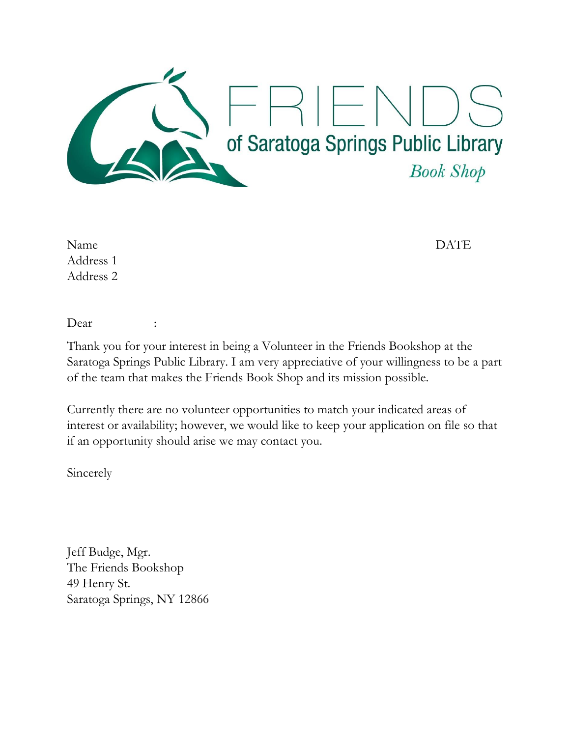FRIENDS

of Saratoga Springs Public Library

*Book Shop*

Name DATE

Address 1

Address 2

Dear :

Thank you for your interest in being a Volunteer in the Friends Bookshop at the Saratoga Springs Public Library. I am very appreciative of your willingness to be a part of the team that makes the Friends Book Shop and its mission possible.

Currently there are no volunteer opportunities to match your indicated areas of interest or availability; however, we would like to keep your application on file so that if an opportunity should arise we may contact you.

Sincerely

Jeff Budge, Mgr.

The Friends Bookshop

49 Henry St.

Saratoga Springs, NY 12866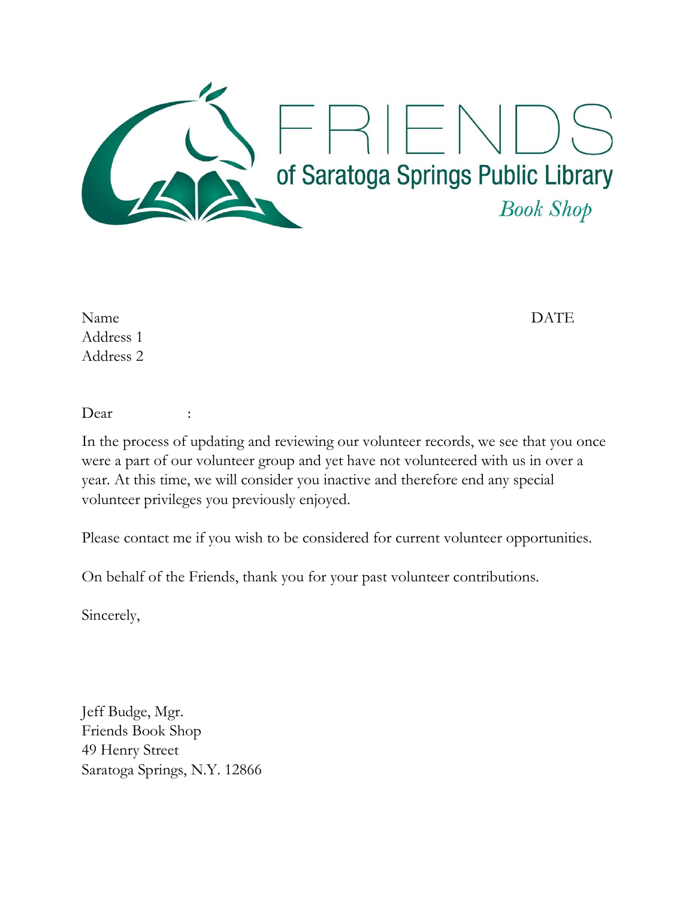FRIENDS

of Saratoga Springs Public Library

*Book Shop*

Name DATE
Address 1
Address 2

Dear :

In the process of updating and reviewing our volunteer records, we see that you once were a part of our volunteer group and yet have not volunteered with us in over a year. At this time, we will consider you inactive and therefore end any special volunteer privileges you previously enjoyed.

Please contact me if you wish to be considered for current volunteer opportunities.

On behalf of the Friends, thank you for your past volunteer contributions.

Sincerely,

Jeff Budge, Mgr.
Friends Book Shop
49 Henry Street
Saratoga Springs, N.Y. 12866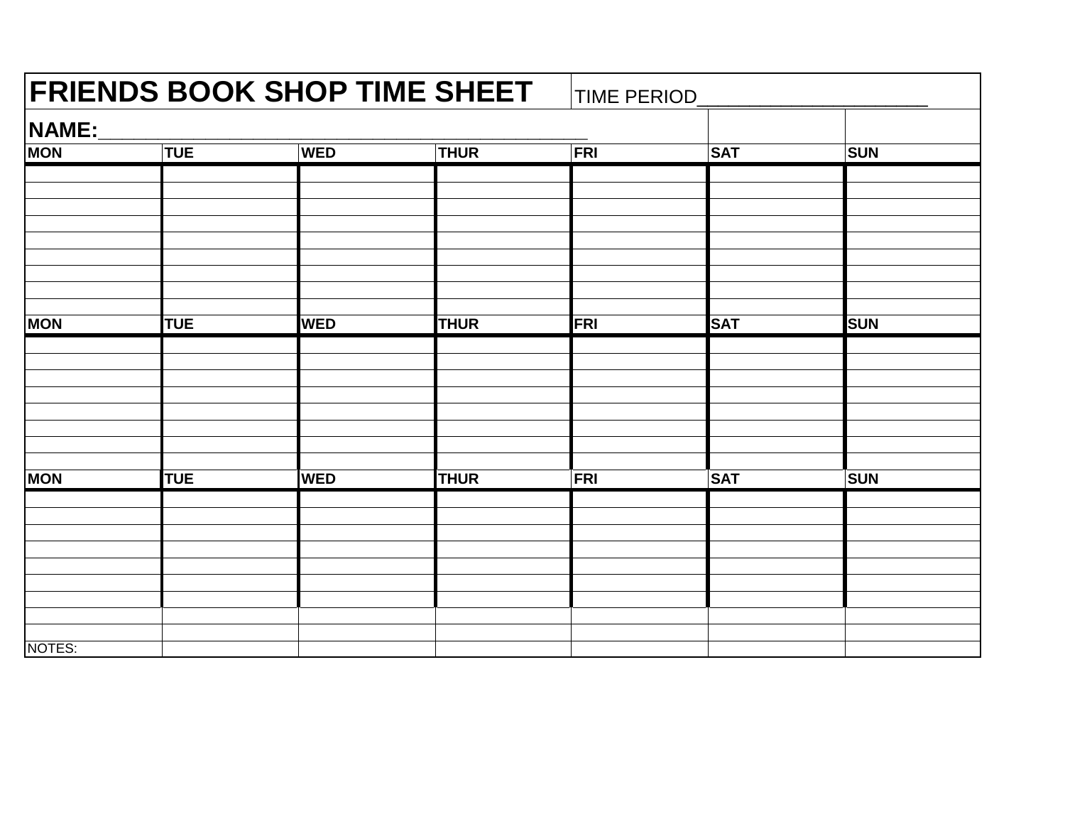# FRIENDS BOOK SHOP TIME SHEET

TIME PERIOD____________________

**NAME:**____________________________________________

| MON | TUE | WED | THUR | FRI | SAT | SUN |
|---|---|---|---|---|---|---|
| | | | | | | |
| | | | | | | |
| | | | | | | |
| | | | | | | |
| | | | | | | |
| | | | | | | |
| | | | | | | |
| | | | | | | |
| | | | | | | |
| **MON** | **TUE** | **WED** | **THUR** | **FRI** | **SAT** | **SUN** |
| | | | | | | |
| | | | | | | |
| | | | | | | |
| | | | | | | |
| | | | | | | |
| | | | | | | |
| | | | | | | |
| | | | | | | |
| **MON** | **TUE** | **WED** | **THUR** | **FRI** | **SAT** | **SUN** |
| | | | | | | |
| | | | | | | |
| | | | | | | |
| | | | | | | |
| | | | | | | |
| | | | | | | |
| | | | | | | |
| | | | | | | |
| | | | | | | |
| NOTES: | | | | | | |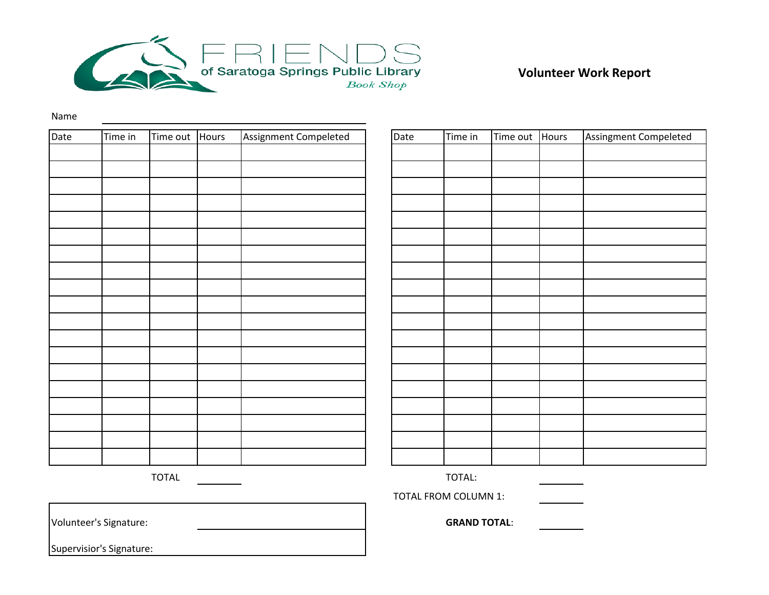FRIENDS of Saratoga Springs Public Library Book Shop

## Volunteer Work Report

Name ________________________________

| Date | Time in | Time out | Hours | Assignment Compeleted |
|---|---|---|---|---|
| | | | | |
| | | | | |
| | | | | |
| | | | | |
| | | | | |
| | | | | |
| | | | | |
| | | | | |
| | | | | |
| | | | | |
| | | | | |
| | | | | |
| | | | | |
| | | | | |
| | | | | |
| | | | | |
| | | | | |
| | | | | |
| | | | | |

TOTAL ________

| Date | Time in | Time out | Hours | Assingment Compeleted |
|---|---|---|---|---|
| | | | | |
| | | | | |
| | | | | |
| | | | | |
| | | | | |
| | | | | |
| | | | | |
| | | | | |
| | | | | |
| | | | | |
| | | | | |
| | | | | |
| | | | | |
| | | | | |
| | | | | |
| | | | | |
| | | | | |
| | | | | |
| | | | | |

TOTAL: ________

TOTAL FROM COLUMN 1: ________

**GRAND TOTAL**: ________

Volunteer's Signature: ________________________

Supervisior's Signature: